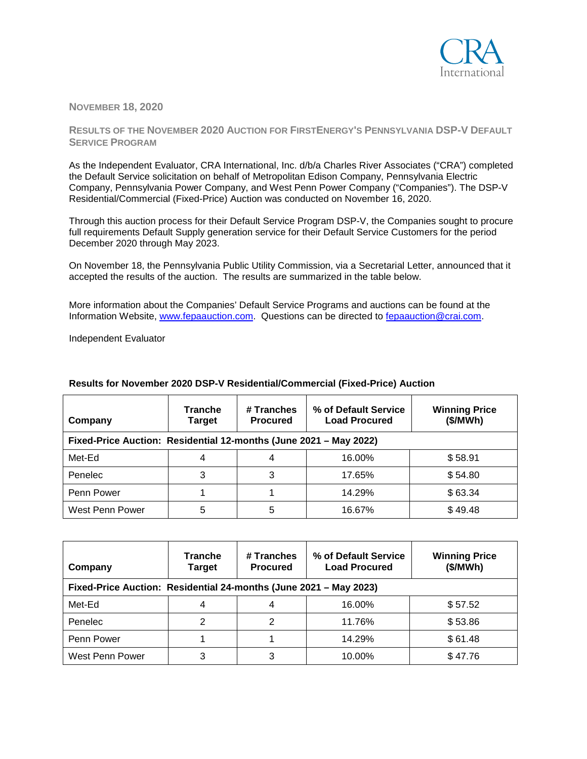CRA International

**NOVEMBER 18, 2020**

## RESULTS OF THE NOVEMBER 2020 AUCTION FOR FIRSTENERGY'S PENNSYLVANIA DSP-V DEFAULT SERVICE PROGRAM

As the Independent Evaluator, CRA International, Inc. d/b/a Charles River Associates ("CRA") completed the Default Service solicitation on behalf of Metropolitan Edison Company, Pennsylvania Electric Company, Pennsylvania Power Company, and West Penn Power Company ("Companies"). The DSP-V Residential/Commercial (Fixed-Price) Auction was conducted on November 16, 2020.

Through this auction process for their Default Service Program DSP-V, the Companies sought to procure full requirements Default Supply generation service for their Default Service Customers for the period December 2020 through May 2023.

On November 18, the Pennsylvania Public Utility Commission, via a Secretarial Letter, announced that it accepted the results of the auction. The results are summarized in the table below.

More information about the Companies' Default Service Programs and auctions can be found at the Information Website, www.fepaauction.com. Questions can be directed to fepaauction@crai.com.

Independent Evaluator

**Results for November 2020 DSP-V Residential/Commercial (Fixed-Price) Auction**

| Company | Tranche Target | # Tranches Procured | % of Default Service Load Procured | Winning Price ($/MWh) |
|---|---|---|---|---|
| **Fixed-Price Auction: Residential 12-months (June 2021 – May 2022)** | | | | |
| Met-Ed | 4 | 4 | 16.00% | $ 58.91 |
| Penelec | 3 | 3 | 17.65% | $ 54.80 |
| Penn Power | 1 | 1 | 14.29% | $ 63.34 |
| West Penn Power | 5 | 5 | 16.67% | $ 49.48 |

| Company | Tranche Target | # Tranches Procured | % of Default Service Load Procured | Winning Price ($/MWh) |
|---|---|---|---|---|
| **Fixed-Price Auction: Residential 24-months (June 2021 – May 2023)** | | | | |
| Met-Ed | 4 | 4 | 16.00% | $ 57.52 |
| Penelec | 2 | 2 | 11.76% | $ 53.86 |
| Penn Power | 1 | 1 | 14.29% | $ 61.48 |
| West Penn Power | 3 | 3 | 10.00% | $ 47.76 |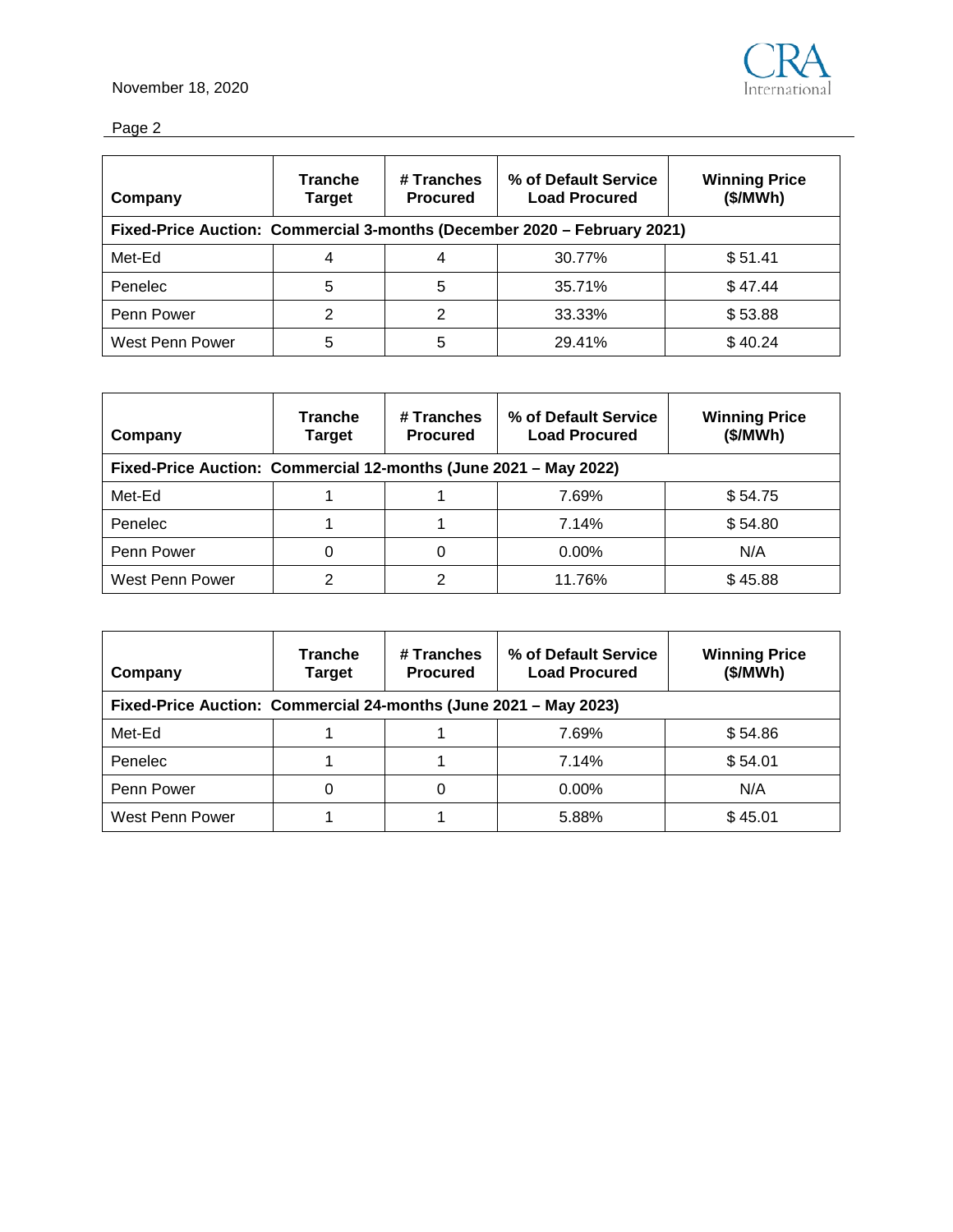| Company | Tranche Target | # Tranches Procured | % of Default Service Load Procured | Winning Price ($/MWh) |
|---|---|---|---|---|
| **Fixed-Price Auction: Commercial 3-months (December 2020 – February 2021)** | | | | |
| Met-Ed | 4 | 4 | 30.77% | $ 51.41 |
| Penelec | 5 | 5 | 35.71% | $ 47.44 |
| Penn Power | 2 | 2 | 33.33% | $ 53.88 |
| West Penn Power | 5 | 5 | 29.41% | $ 40.24 |

| Company | Tranche Target | # Tranches Procured | % of Default Service Load Procured | Winning Price ($/MWh) |
|---|---|---|---|---|
| **Fixed-Price Auction: Commercial 12-months (June 2021 – May 2022)** | | | | |
| Met-Ed | 1 | 1 | 7.69% | $ 54.75 |
| Penelec | 1 | 1 | 7.14% | $ 54.80 |
| Penn Power | 0 | 0 | 0.00% | N/A |
| West Penn Power | 2 | 2 | 11.76% | $ 45.88 |

| Company | Tranche Target | # Tranches Procured | % of Default Service Load Procured | Winning Price ($/MWh) |
|---|---|---|---|---|
| **Fixed-Price Auction: Commercial 24-months (June 2021 – May 2023)** | | | | |
| Met-Ed | 1 | 1 | 7.69% | $ 54.86 |
| Penelec | 1 | 1 | 7.14% | $ 54.01 |
| Penn Power | 0 | 0 | 0.00% | N/A |
| West Penn Power | 1 | 1 | 5.88% | $ 45.01 |